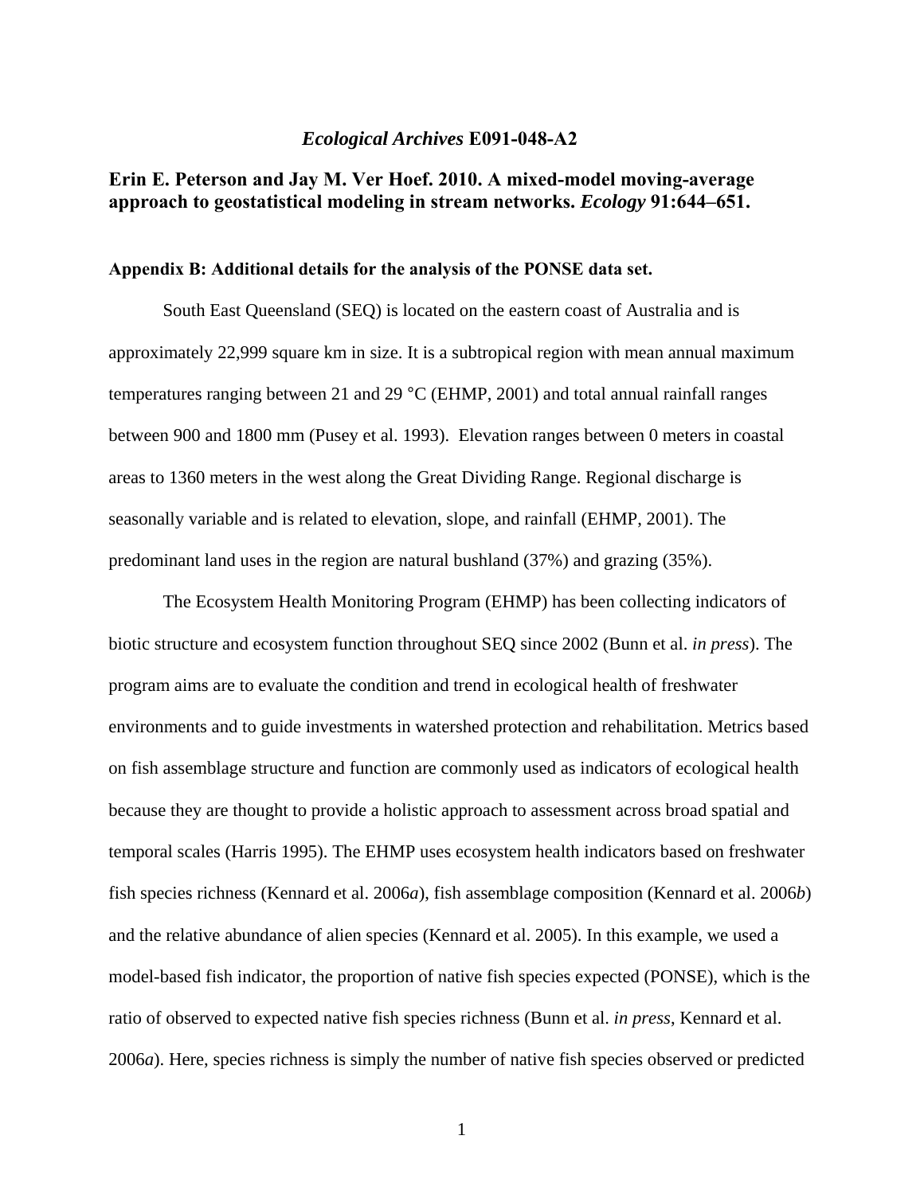*Ecological Archives* **E091-048-A2**

**Erin E. Peterson and Jay M. Ver Hoef. 2010. A mixed-model moving-average approach to geostatistical modeling in stream networks. *Ecology* 91:644–651.**

**Appendix B: Additional details for the analysis of the PONSE data set.**

South East Queensland (SEQ) is located on the eastern coast of Australia and is approximately 22,999 square km in size. It is a subtropical region with mean annual maximum temperatures ranging between 21 and 29 °C (EHMP, 2001) and total annual rainfall ranges between 900 and 1800 mm (Pusey et al. 1993). Elevation ranges between 0 meters in coastal areas to 1360 meters in the west along the Great Dividing Range. Regional discharge is seasonally variable and is related to elevation, slope, and rainfall (EHMP, 2001). The predominant land uses in the region are natural bushland (37%) and grazing (35%).

The Ecosystem Health Monitoring Program (EHMP) has been collecting indicators of biotic structure and ecosystem function throughout SEQ since 2002 (Bunn et al. *in press*). The program aims are to evaluate the condition and trend in ecological health of freshwater environments and to guide investments in watershed protection and rehabilitation. Metrics based on fish assemblage structure and function are commonly used as indicators of ecological health because they are thought to provide a holistic approach to assessment across broad spatial and temporal scales (Harris 1995). The EHMP uses ecosystem health indicators based on freshwater fish species richness (Kennard et al. 2006*a*), fish assemblage composition (Kennard et al. 2006*b*) and the relative abundance of alien species (Kennard et al. 2005). In this example, we used a model-based fish indicator, the proportion of native fish species expected (PONSE), which is the ratio of observed to expected native fish species richness (Bunn et al. *in press*, Kennard et al. 2006*a*). Here, species richness is simply the number of native fish species observed or predicted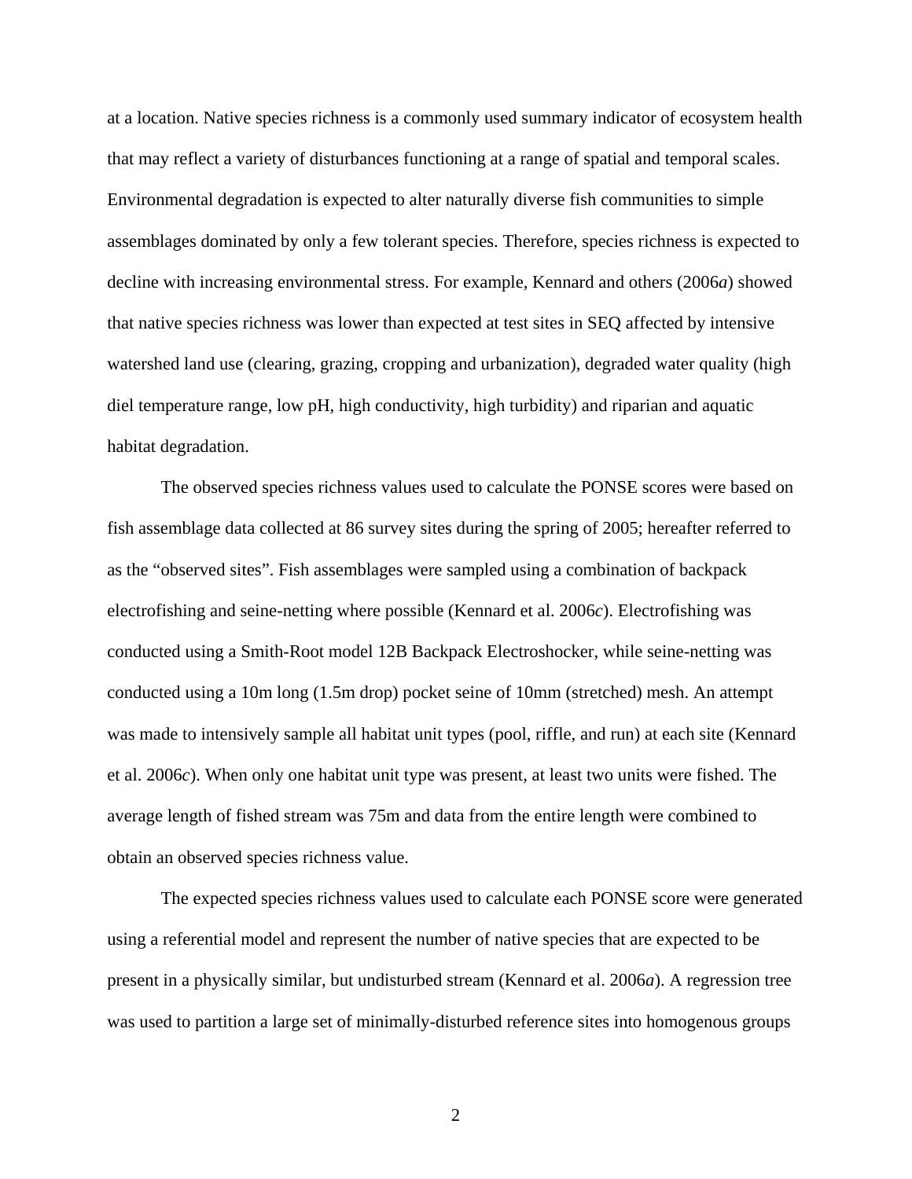at a location. Native species richness is a commonly used summary indicator of ecosystem health that may reflect a variety of disturbances functioning at a range of spatial and temporal scales. Environmental degradation is expected to alter naturally diverse fish communities to simple assemblages dominated by only a few tolerant species. Therefore, species richness is expected to decline with increasing environmental stress. For example, Kennard and others (2006*a*) showed that native species richness was lower than expected at test sites in SEQ affected by intensive watershed land use (clearing, grazing, cropping and urbanization), degraded water quality (high diel temperature range, low pH, high conductivity, high turbidity) and riparian and aquatic habitat degradation.

The observed species richness values used to calculate the PONSE scores were based on fish assemblage data collected at 86 survey sites during the spring of 2005; hereafter referred to as the "observed sites". Fish assemblages were sampled using a combination of backpack electrofishing and seine-netting where possible (Kennard et al. 2006*c*). Electrofishing was conducted using a Smith-Root model 12B Backpack Electroshocker, while seine-netting was conducted using a 10m long (1.5m drop) pocket seine of 10mm (stretched) mesh. An attempt was made to intensively sample all habitat unit types (pool, riffle, and run) at each site (Kennard et al. 2006*c*). When only one habitat unit type was present, at least two units were fished. The average length of fished stream was 75m and data from the entire length were combined to obtain an observed species richness value.

The expected species richness values used to calculate each PONSE score were generated using a referential model and represent the number of native species that are expected to be present in a physically similar, but undisturbed stream (Kennard et al. 2006*a*). A regression tree was used to partition a large set of minimally-disturbed reference sites into homogenous groups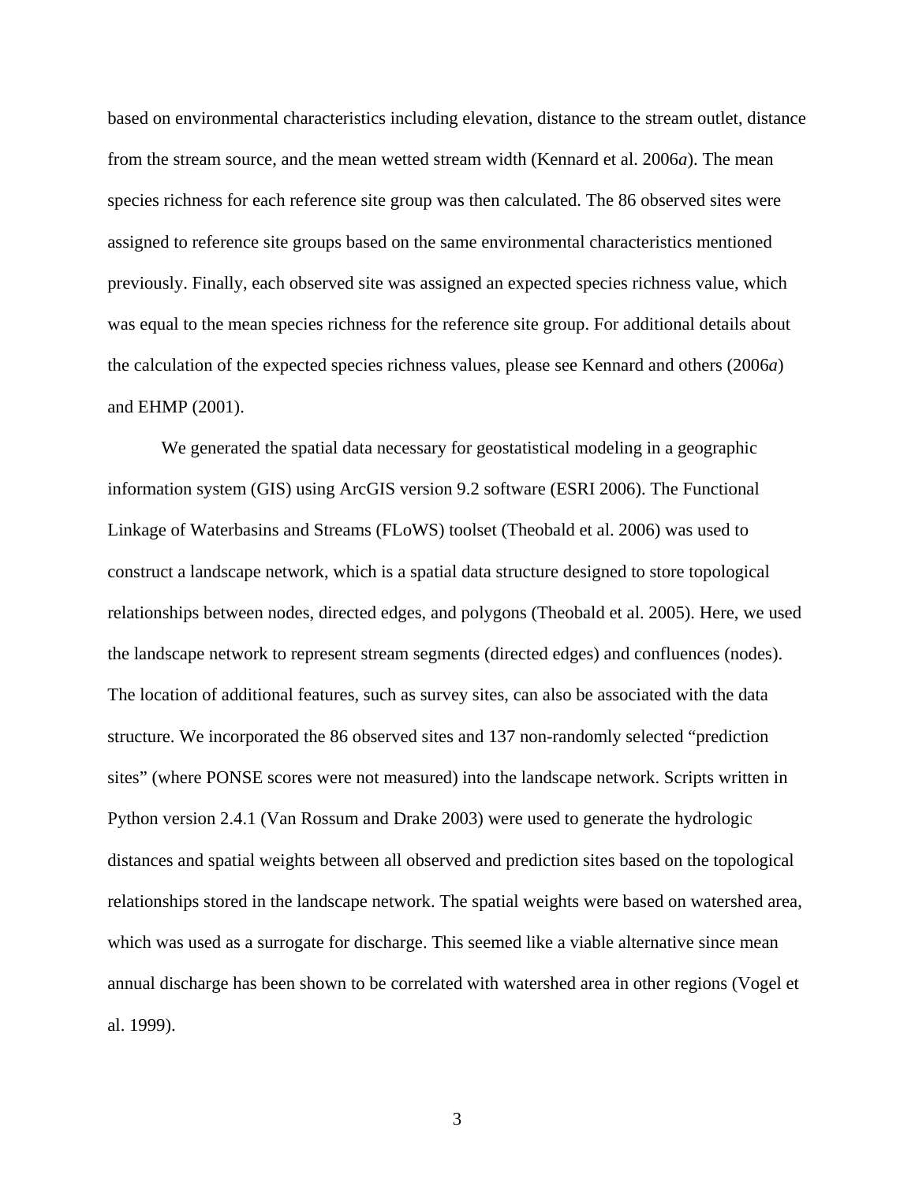based on environmental characteristics including elevation, distance to the stream outlet, distance from the stream source, and the mean wetted stream width (Kennard et al. 2006*a*). The mean species richness for each reference site group was then calculated. The 86 observed sites were assigned to reference site groups based on the same environmental characteristics mentioned previously. Finally, each observed site was assigned an expected species richness value, which was equal to the mean species richness for the reference site group. For additional details about the calculation of the expected species richness values, please see Kennard and others (2006*a*) and EHMP (2001).

We generated the spatial data necessary for geostatistical modeling in a geographic information system (GIS) using ArcGIS version 9.2 software (ESRI 2006). The Functional Linkage of Waterbasins and Streams (FLoWS) toolset (Theobald et al. 2006) was used to construct a landscape network, which is a spatial data structure designed to store topological relationships between nodes, directed edges, and polygons (Theobald et al. 2005). Here, we used the landscape network to represent stream segments (directed edges) and confluences (nodes). The location of additional features, such as survey sites, can also be associated with the data structure. We incorporated the 86 observed sites and 137 non-randomly selected "prediction sites" (where PONSE scores were not measured) into the landscape network. Scripts written in Python version 2.4.1 (Van Rossum and Drake 2003) were used to generate the hydrologic distances and spatial weights between all observed and prediction sites based on the topological relationships stored in the landscape network. The spatial weights were based on watershed area, which was used as a surrogate for discharge. This seemed like a viable alternative since mean annual discharge has been shown to be correlated with watershed area in other regions (Vogel et al. 1999).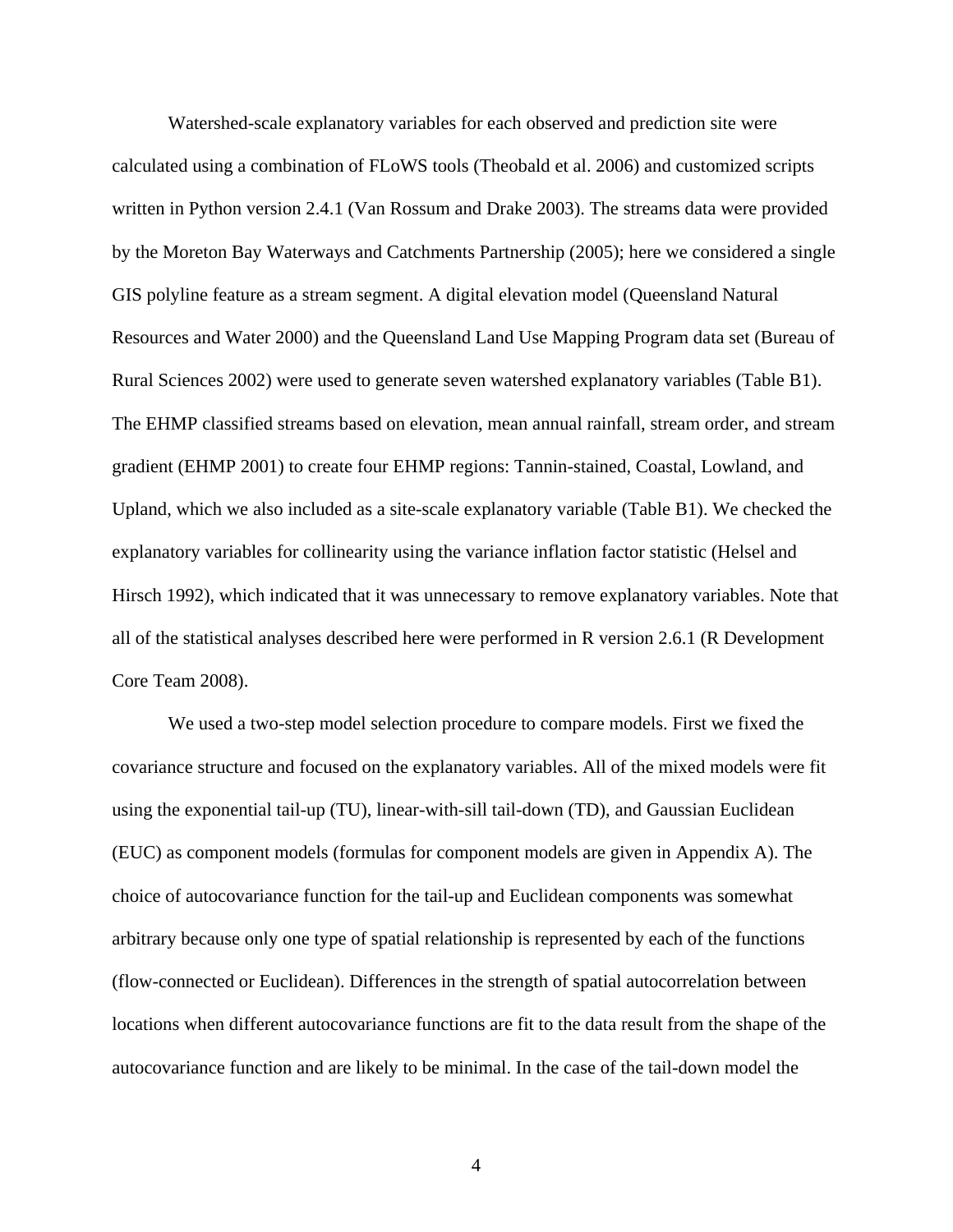Watershed-scale explanatory variables for each observed and prediction site were calculated using a combination of FLoWS tools (Theobald et al. 2006) and customized scripts written in Python version 2.4.1 (Van Rossum and Drake 2003). The streams data were provided by the Moreton Bay Waterways and Catchments Partnership (2005); here we considered a single GIS polyline feature as a stream segment. A digital elevation model (Queensland Natural Resources and Water 2000) and the Queensland Land Use Mapping Program data set (Bureau of Rural Sciences 2002) were used to generate seven watershed explanatory variables (Table B1). The EHMP classified streams based on elevation, mean annual rainfall, stream order, and stream gradient (EHMP 2001) to create four EHMP regions: Tannin-stained, Coastal, Lowland, and Upland, which we also included as a site-scale explanatory variable (Table B1). We checked the explanatory variables for collinearity using the variance inflation factor statistic (Helsel and Hirsch 1992), which indicated that it was unnecessary to remove explanatory variables. Note that all of the statistical analyses described here were performed in R version 2.6.1 (R Development Core Team 2008).

We used a two-step model selection procedure to compare models. First we fixed the covariance structure and focused on the explanatory variables. All of the mixed models were fit using the exponential tail-up (TU), linear-with-sill tail-down (TD), and Gaussian Euclidean (EUC) as component models (formulas for component models are given in Appendix A). The choice of autocovariance function for the tail-up and Euclidean components was somewhat arbitrary because only one type of spatial relationship is represented by each of the functions (flow-connected or Euclidean). Differences in the strength of spatial autocorrelation between locations when different autocovariance functions are fit to the data result from the shape of the autocovariance function and are likely to be minimal. In the case of the tail-down model the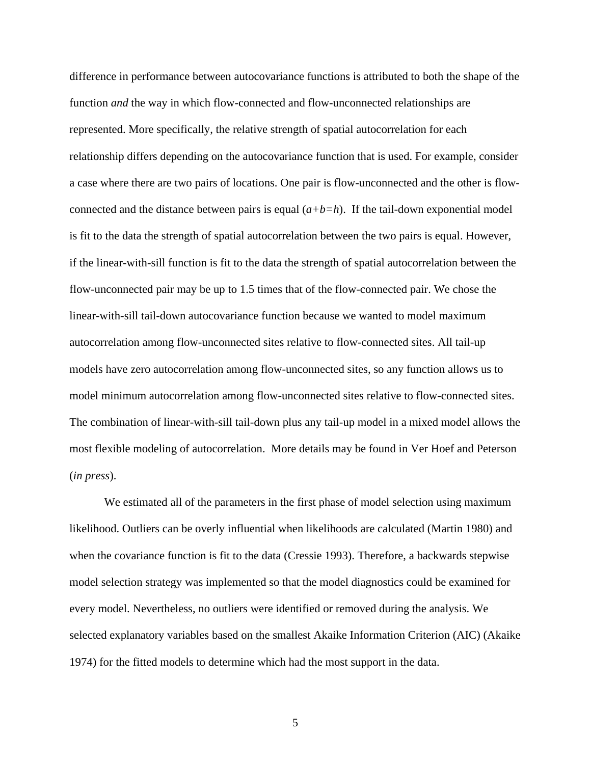difference in performance between autocovariance functions is attributed to both the shape of the function *and* the way in which flow-connected and flow-unconnected relationships are represented. More specifically, the relative strength of spatial autocorrelation for each relationship differs depending on the autocovariance function that is used. For example, consider a case where there are two pairs of locations. One pair is flow-unconnected and the other is flow-connected and the distance between pairs is equal ($a+b=h$). If the tail-down exponential model is fit to the data the strength of spatial autocorrelation between the two pairs is equal. However, if the linear-with-sill function is fit to the data the strength of spatial autocorrelation between the flow-unconnected pair may be up to 1.5 times that of the flow-connected pair. We chose the linear-with-sill tail-down autocovariance function because we wanted to model maximum autocorrelation among flow-unconnected sites relative to flow-connected sites. All tail-up models have zero autocorrelation among flow-unconnected sites, so any function allows us to model minimum autocorrelation among flow-unconnected sites relative to flow-connected sites. The combination of linear-with-sill tail-down plus any tail-up model in a mixed model allows the most flexible modeling of autocorrelation. More details may be found in Ver Hoef and Peterson (*in press*).

We estimated all of the parameters in the first phase of model selection using maximum likelihood. Outliers can be overly influential when likelihoods are calculated (Martin 1980) and when the covariance function is fit to the data (Cressie 1993). Therefore, a backwards stepwise model selection strategy was implemented so that the model diagnostics could be examined for every model. Nevertheless, no outliers were identified or removed during the analysis. We selected explanatory variables based on the smallest Akaike Information Criterion (AIC) (Akaike 1974) for the fitted models to determine which had the most support in the data.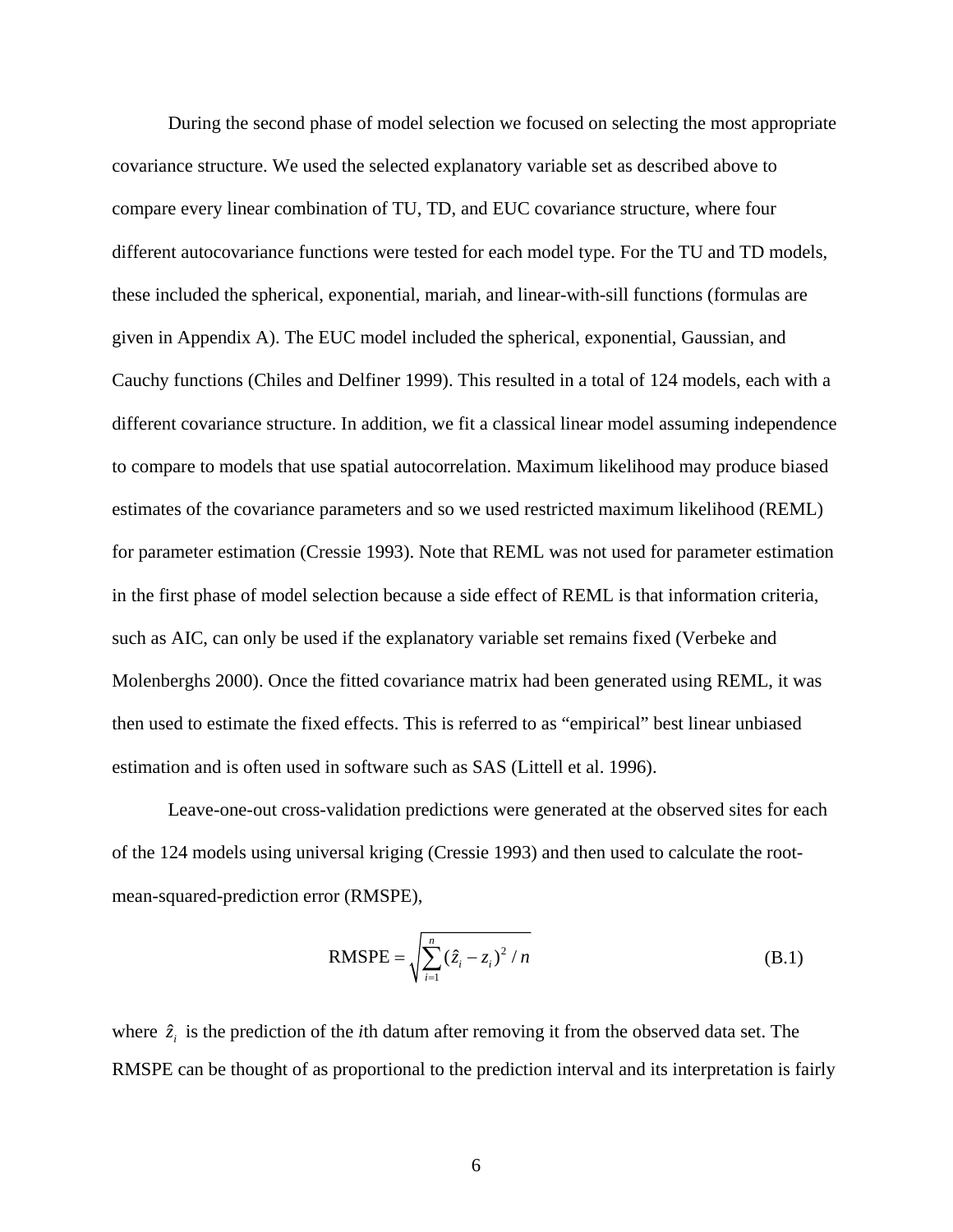During the second phase of model selection we focused on selecting the most appropriate covariance structure. We used the selected explanatory variable set as described above to compare every linear combination of TU, TD, and EUC covariance structure, where four different autocovariance functions were tested for each model type. For the TU and TD models, these included the spherical, exponential, mariah, and linear-with-sill functions (formulas are given in Appendix A). The EUC model included the spherical, exponential, Gaussian, and Cauchy functions (Chiles and Delfiner 1999). This resulted in a total of 124 models, each with a different covariance structure. In addition, we fit a classical linear model assuming independence to compare to models that use spatial autocorrelation. Maximum likelihood may produce biased estimates of the covariance parameters and so we used restricted maximum likelihood (REML) for parameter estimation (Cressie 1993). Note that REML was not used for parameter estimation in the first phase of model selection because a side effect of REML is that information criteria, such as AIC, can only be used if the explanatory variable set remains fixed (Verbeke and Molenberghs 2000). Once the fitted covariance matrix had been generated using REML, it was then used to estimate the fixed effects. This is referred to as "empirical" best linear unbiased estimation and is often used in software such as SAS (Littell et al. 1996).

Leave-one-out cross-validation predictions were generated at the observed sites for each of the 124 models using universal kriging (Cressie 1993) and then used to calculate the root-mean-squared-prediction error (RMSPE),

$$\text{RMSPE} = \sqrt{\sum_{i=1}^{n} (\hat{z}_i - z_i)^2 / n} \tag{B.1}$$

where $\hat{z}_i$ is the prediction of the *i*th datum after removing it from the observed data set. The RMSPE can be thought of as proportional to the prediction interval and its interpretation is fairly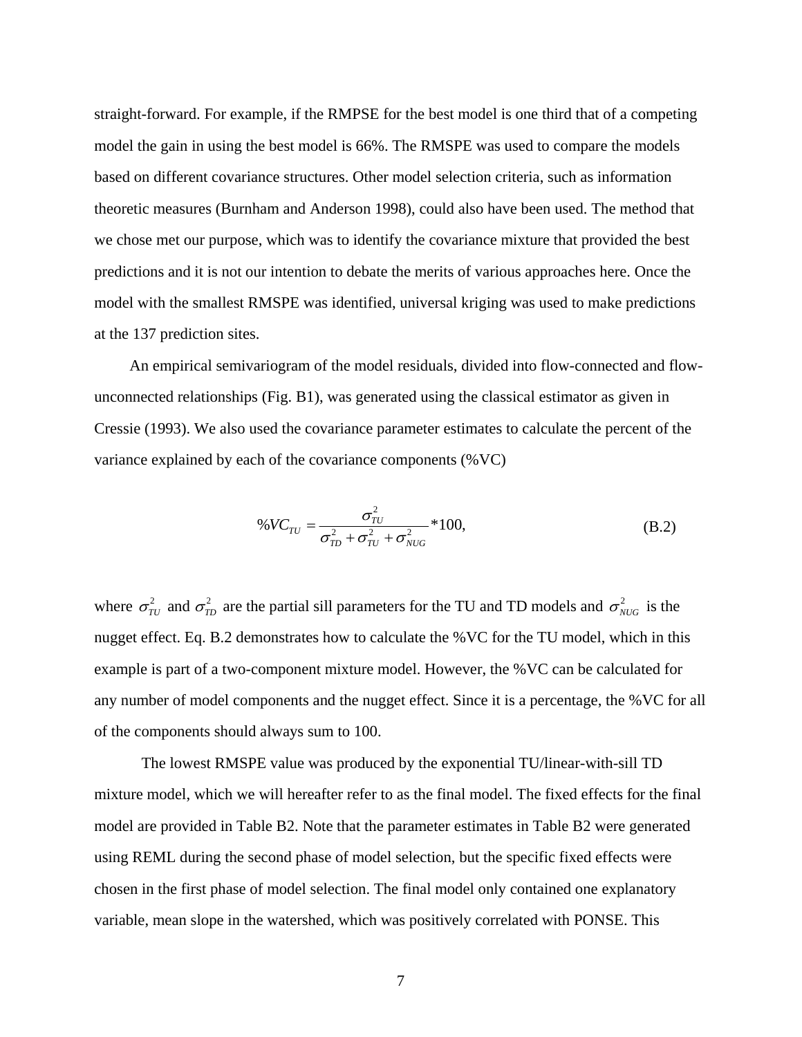straight-forward. For example, if the RMPSE for the best model is one third that of a competing model the gain in using the best model is 66%. The RMSPE was used to compare the models based on different covariance structures. Other model selection criteria, such as information theoretic measures (Burnham and Anderson 1998), could also have been used. The method that we chose met our purpose, which was to identify the covariance mixture that provided the best predictions and it is not our intention to debate the merits of various approaches here. Once the model with the smallest RMSPE was identified, universal kriging was used to make predictions at the 137 prediction sites.

An empirical semivariogram of the model residuals, divided into flow-connected and flow-unconnected relationships (Fig. B1), was generated using the classical estimator as given in Cressie (1993). We also used the covariance parameter estimates to calculate the percent of the variance explained by each of the covariance components (%VC)

$$\%VC_{TU} = \frac{\sigma_{TU}^2}{\sigma_{TD}^2 + \sigma_{TU}^2 + \sigma_{NUG}^2} * 100, \tag{B.2}$$

where $\sigma_{TU}^2$ and $\sigma_{TD}^2$ are the partial sill parameters for the TU and TD models and $\sigma_{NUG}^2$ is the nugget effect. Eq. B.2 demonstrates how to calculate the %VC for the TU model, which in this example is part of a two-component mixture model. However, the %VC can be calculated for any number of model components and the nugget effect. Since it is a percentage, the %VC for all of the components should always sum to 100.

The lowest RMSPE value was produced by the exponential TU/linear-with-sill TD mixture model, which we will hereafter refer to as the final model. The fixed effects for the final model are provided in Table B2. Note that the parameter estimates in Table B2 were generated using REML during the second phase of model selection, but the specific fixed effects were chosen in the first phase of model selection. The final model only contained one explanatory variable, mean slope in the watershed, which was positively correlated with PONSE. This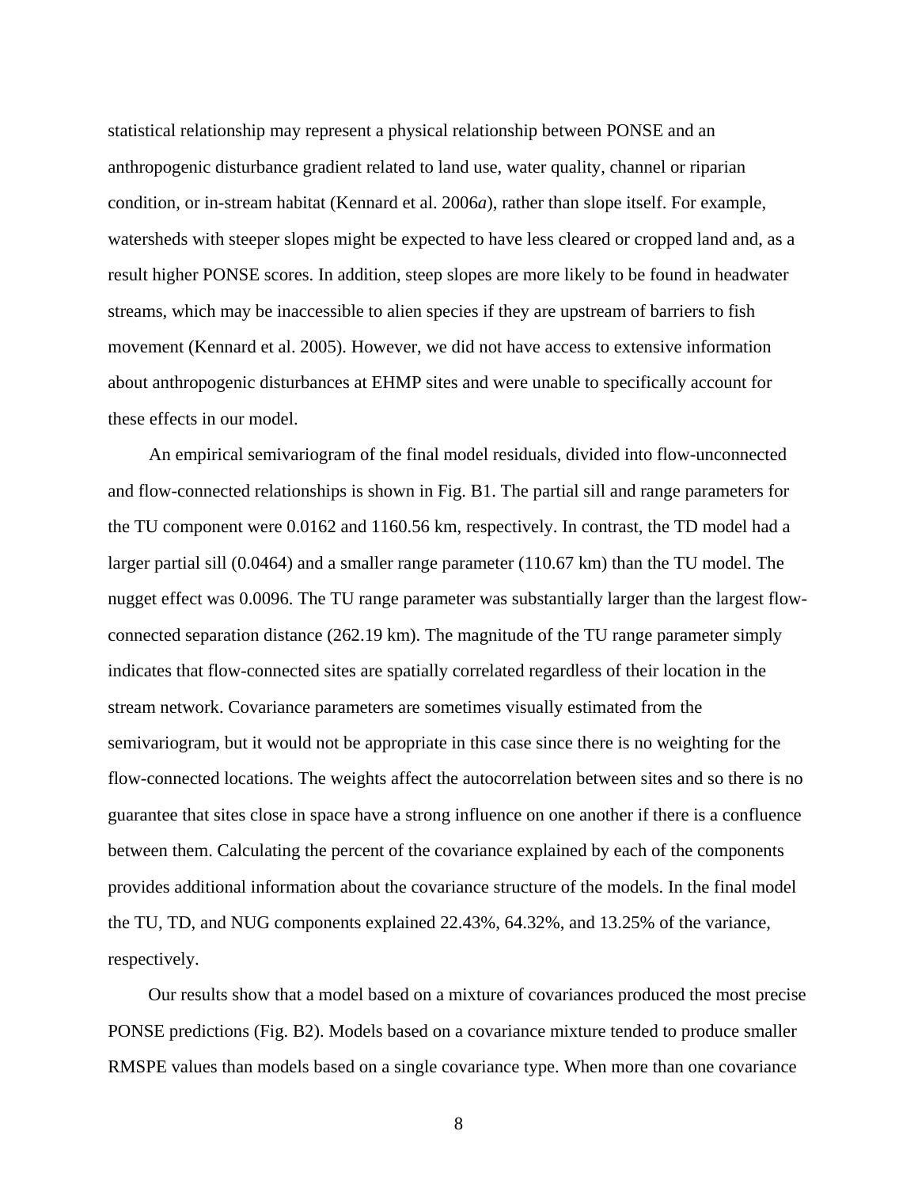statistical relationship may represent a physical relationship between PONSE and an anthropogenic disturbance gradient related to land use, water quality, channel or riparian condition, or in-stream habitat (Kennard et al. 2006*a*), rather than slope itself. For example, watersheds with steeper slopes might be expected to have less cleared or cropped land and, as a result higher PONSE scores. In addition, steep slopes are more likely to be found in headwater streams, which may be inaccessible to alien species if they are upstream of barriers to fish movement (Kennard et al. 2005). However, we did not have access to extensive information about anthropogenic disturbances at EHMP sites and were unable to specifically account for these effects in our model.

An empirical semivariogram of the final model residuals, divided into flow-unconnected and flow-connected relationships is shown in Fig. B1. The partial sill and range parameters for the TU component were 0.0162 and 1160.56 km, respectively. In contrast, the TD model had a larger partial sill (0.0464) and a smaller range parameter (110.67 km) than the TU model. The nugget effect was 0.0096. The TU range parameter was substantially larger than the largest flow-connected separation distance (262.19 km). The magnitude of the TU range parameter simply indicates that flow-connected sites are spatially correlated regardless of their location in the stream network. Covariance parameters are sometimes visually estimated from the semivariogram, but it would not be appropriate in this case since there is no weighting for the flow-connected locations. The weights affect the autocorrelation between sites and so there is no guarantee that sites close in space have a strong influence on one another if there is a confluence between them. Calculating the percent of the covariance explained by each of the components provides additional information about the covariance structure of the models. In the final model the TU, TD, and NUG components explained 22.43%, 64.32%, and 13.25% of the variance, respectively.

Our results show that a model based on a mixture of covariances produced the most precise PONSE predictions (Fig. B2). Models based on a covariance mixture tended to produce smaller RMSPE values than models based on a single covariance type. When more than one covariance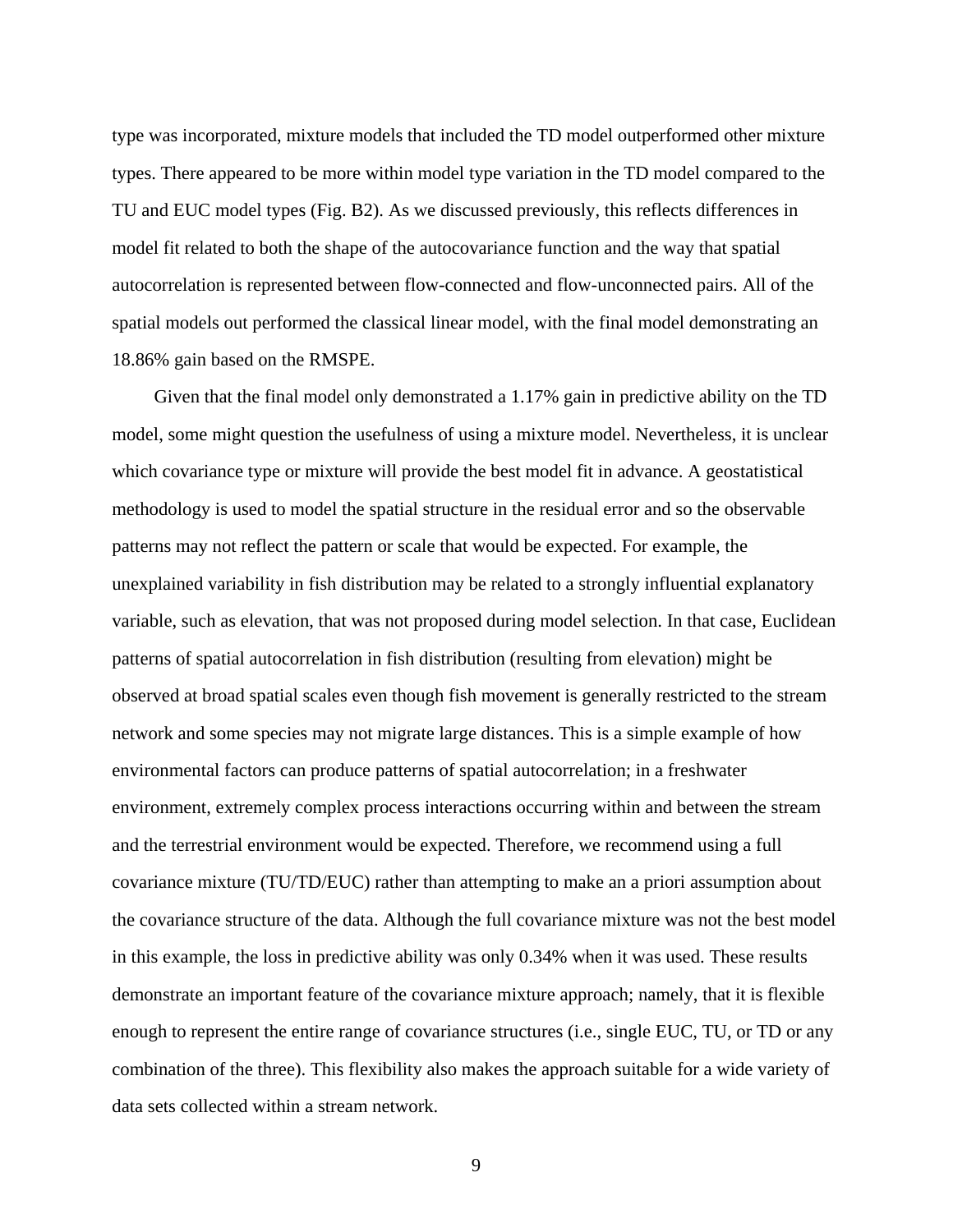type was incorporated, mixture models that included the TD model outperformed other mixture types. There appeared to be more within model type variation in the TD model compared to the TU and EUC model types (Fig. B2). As we discussed previously, this reflects differences in model fit related to both the shape of the autocovariance function and the way that spatial autocorrelation is represented between flow-connected and flow-unconnected pairs. All of the spatial models out performed the classical linear model, with the final model demonstrating an 18.86% gain based on the RMSPE.

Given that the final model only demonstrated a 1.17% gain in predictive ability on the TD model, some might question the usefulness of using a mixture model. Nevertheless, it is unclear which covariance type or mixture will provide the best model fit in advance. A geostatistical methodology is used to model the spatial structure in the residual error and so the observable patterns may not reflect the pattern or scale that would be expected. For example, the unexplained variability in fish distribution may be related to a strongly influential explanatory variable, such as elevation, that was not proposed during model selection. In that case, Euclidean patterns of spatial autocorrelation in fish distribution (resulting from elevation) might be observed at broad spatial scales even though fish movement is generally restricted to the stream network and some species may not migrate large distances. This is a simple example of how environmental factors can produce patterns of spatial autocorrelation; in a freshwater environment, extremely complex process interactions occurring within and between the stream and the terrestrial environment would be expected. Therefore, we recommend using a full covariance mixture (TU/TD/EUC) rather than attempting to make an a priori assumption about the covariance structure of the data. Although the full covariance mixture was not the best model in this example, the loss in predictive ability was only 0.34% when it was used. These results demonstrate an important feature of the covariance mixture approach; namely, that it is flexible enough to represent the entire range of covariance structures (i.e., single EUC, TU, or TD or any combination of the three). This flexibility also makes the approach suitable for a wide variety of data sets collected within a stream network.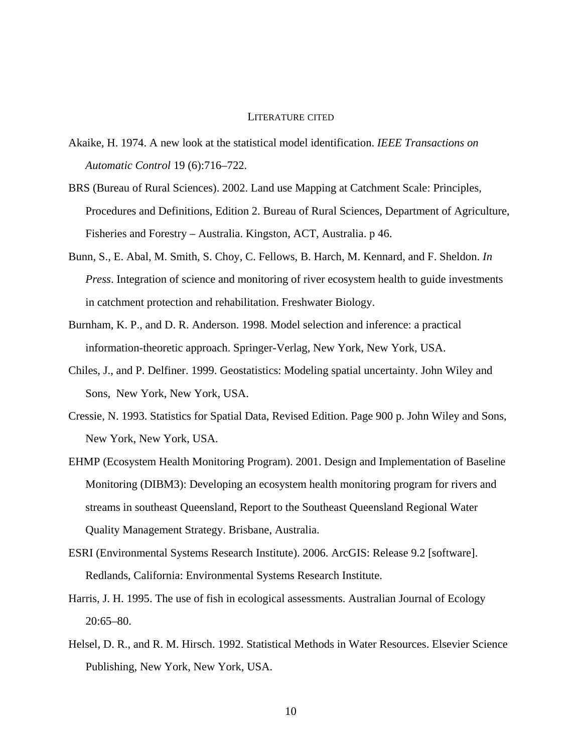## LITERATURE CITED

Akaike, H. 1974. A new look at the statistical model identification. *IEEE Transactions on Automatic Control* 19 (6):716–722.

BRS (Bureau of Rural Sciences). 2002. Land use Mapping at Catchment Scale: Principles, Procedures and Definitions, Edition 2. Bureau of Rural Sciences, Department of Agriculture, Fisheries and Forestry – Australia. Kingston, ACT, Australia. p 46.

Bunn, S., E. Abal, M. Smith, S. Choy, C. Fellows, B. Harch, M. Kennard, and F. Sheldon. *In Press*. Integration of science and monitoring of river ecosystem health to guide investments in catchment protection and rehabilitation. Freshwater Biology.

Burnham, K. P., and D. R. Anderson. 1998. Model selection and inference: a practical information-theoretic approach. Springer-Verlag, New York, New York, USA.

Chiles, J., and P. Delfiner. 1999. Geostatistics: Modeling spatial uncertainty. John Wiley and Sons, New York, New York, USA.

Cressie, N. 1993. Statistics for Spatial Data, Revised Edition. Page 900 p. John Wiley and Sons, New York, New York, USA.

EHMP (Ecosystem Health Monitoring Program). 2001. Design and Implementation of Baseline Monitoring (DIBM3): Developing an ecosystem health monitoring program for rivers and streams in southeast Queensland, Report to the Southeast Queensland Regional Water Quality Management Strategy. Brisbane, Australia.

ESRI (Environmental Systems Research Institute). 2006. ArcGIS: Release 9.2 [software]. Redlands, California: Environmental Systems Research Institute.

Harris, J. H. 1995. The use of fish in ecological assessments. Australian Journal of Ecology 20:65–80.

Helsel, D. R., and R. M. Hirsch. 1992. Statistical Methods in Water Resources. Elsevier Science Publishing, New York, New York, USA.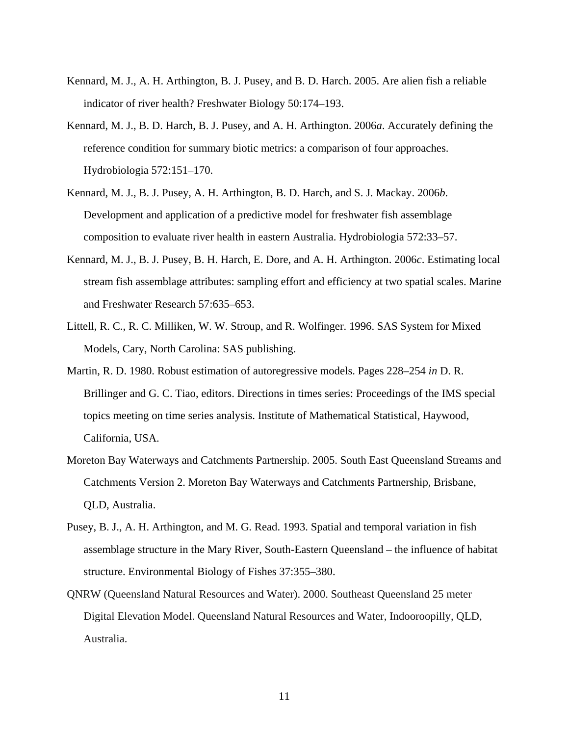Kennard, M. J., A. H. Arthington, B. J. Pusey, and B. D. Harch. 2005. Are alien fish a reliable indicator of river health? Freshwater Biology 50:174–193.

Kennard, M. J., B. D. Harch, B. J. Pusey, and A. H. Arthington. 2006*a*. Accurately defining the reference condition for summary biotic metrics: a comparison of four approaches. Hydrobiologia 572:151–170.

Kennard, M. J., B. J. Pusey, A. H. Arthington, B. D. Harch, and S. J. Mackay. 2006*b*. Development and application of a predictive model for freshwater fish assemblage composition to evaluate river health in eastern Australia. Hydrobiologia 572:33–57.

Kennard, M. J., B. J. Pusey, B. H. Harch, E. Dore, and A. H. Arthington. 2006*c*. Estimating local stream fish assemblage attributes: sampling effort and efficiency at two spatial scales. Marine and Freshwater Research 57:635–653.

Littell, R. C., R. C. Milliken, W. W. Stroup, and R. Wolfinger. 1996. SAS System for Mixed Models, Cary, North Carolina: SAS publishing.

Martin, R. D. 1980. Robust estimation of autoregressive models. Pages 228–254 *in* D. R. Brillinger and G. C. Tiao, editors. Directions in times series: Proceedings of the IMS special topics meeting on time series analysis. Institute of Mathematical Statistical, Haywood, California, USA.

Moreton Bay Waterways and Catchments Partnership. 2005. South East Queensland Streams and Catchments Version 2. Moreton Bay Waterways and Catchments Partnership, Brisbane, QLD, Australia.

Pusey, B. J., A. H. Arthington, and M. G. Read. 1993. Spatial and temporal variation in fish assemblage structure in the Mary River, South-Eastern Queensland – the influence of habitat structure. Environmental Biology of Fishes 37:355–380.

QNRW (Queensland Natural Resources and Water). 2000. Southeast Queensland 25 meter Digital Elevation Model. Queensland Natural Resources and Water, Indooroopilly, QLD, Australia.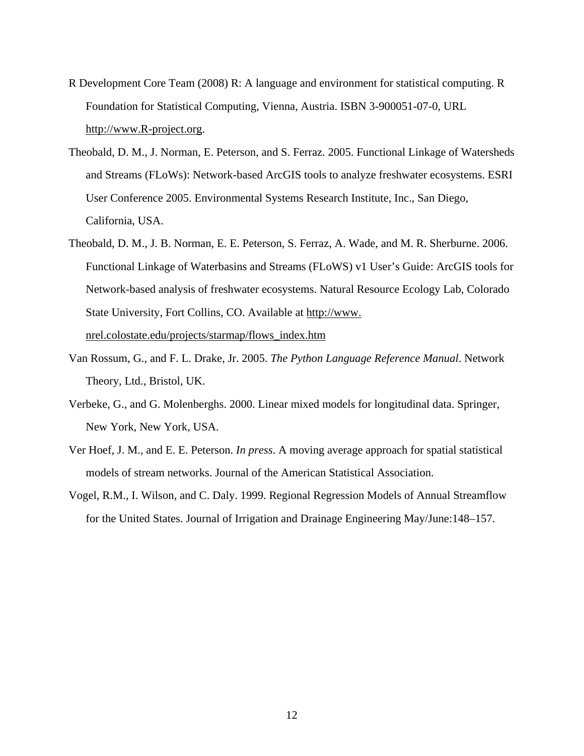R Development Core Team (2008) R: A language and environment for statistical computing. R Foundation for Statistical Computing, Vienna, Austria. ISBN 3-900051-07-0, URL http://www.R-project.org.

Theobald, D. M., J. Norman, E. Peterson, and S. Ferraz. 2005. Functional Linkage of Watersheds and Streams (FLoWs): Network-based ArcGIS tools to analyze freshwater ecosystems. ESRI User Conference 2005. Environmental Systems Research Institute, Inc., San Diego, California, USA.

Theobald, D. M., J. B. Norman, E. E. Peterson, S. Ferraz, A. Wade, and M. R. Sherburne. 2006. Functional Linkage of Waterbasins and Streams (FLoWS) v1 User's Guide: ArcGIS tools for Network-based analysis of freshwater ecosystems. Natural Resource Ecology Lab, Colorado State University, Fort Collins, CO. Available at http://www.nrel.colostate.edu/projects/starmap/flows_index.htm

Van Rossum, G., and F. L. Drake, Jr. 2005. *The Python Language Reference Manual*. Network Theory, Ltd., Bristol, UK.

Verbeke, G., and G. Molenberghs. 2000. Linear mixed models for longitudinal data. Springer, New York, New York, USA.

Ver Hoef, J. M., and E. E. Peterson. *In press*. A moving average approach for spatial statistical models of stream networks. Journal of the American Statistical Association.

Vogel, R.M., I. Wilson, and C. Daly. 1999. Regional Regression Models of Annual Streamflow for the United States. Journal of Irrigation and Drainage Engineering May/June:148–157.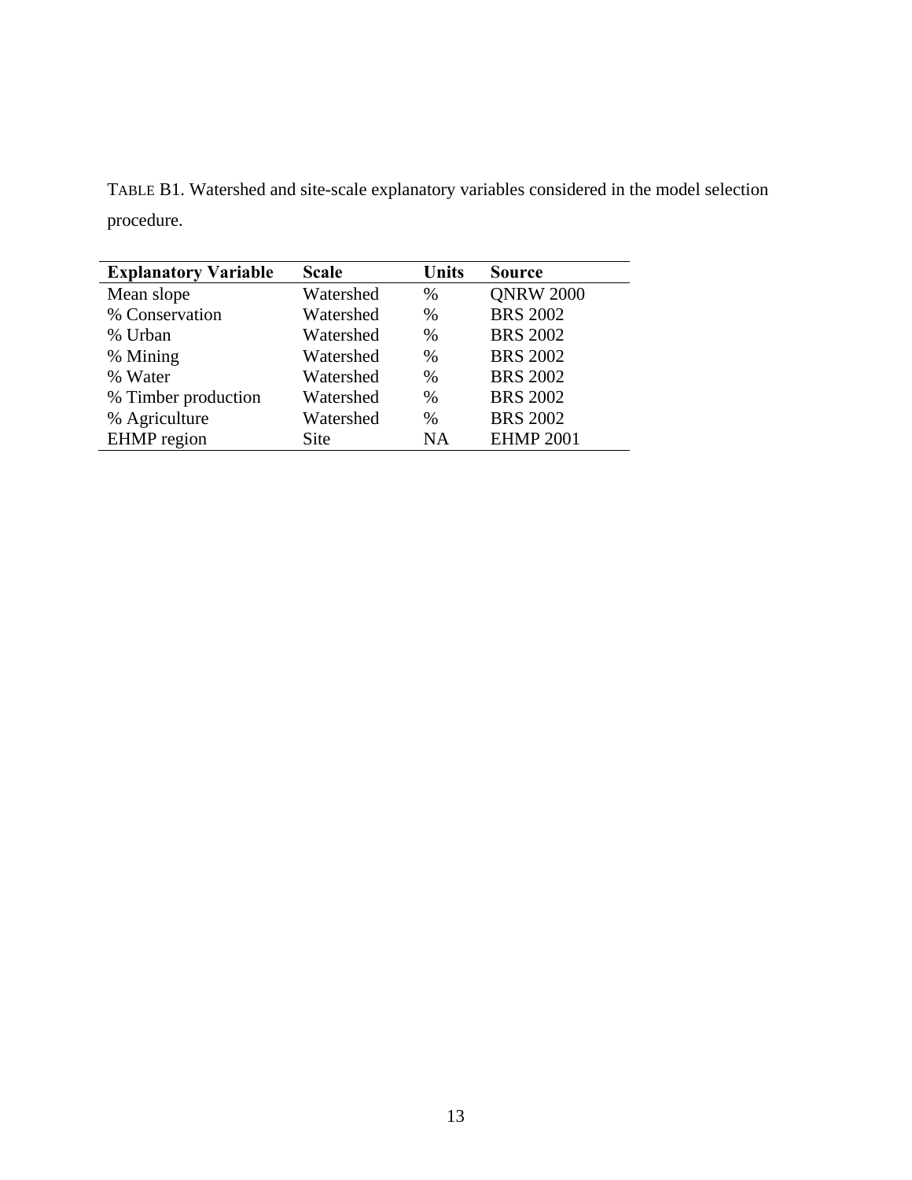TABLE B1. Watershed and site-scale explanatory variables considered in the model selection procedure.

| Explanatory Variable | Scale | Units | Source |
| --- | --- | --- | --- |
| Mean slope | Watershed | % | QNRW 2000 |
| % Conservation | Watershed | % | BRS 2002 |
| % Urban | Watershed | % | BRS 2002 |
| % Mining | Watershed | % | BRS 2002 |
| % Water | Watershed | % | BRS 2002 |
| % Timber production | Watershed | % | BRS 2002 |
| % Agriculture | Watershed | % | BRS 2002 |
| EHMP region | Site | NA | EHMP 2001 |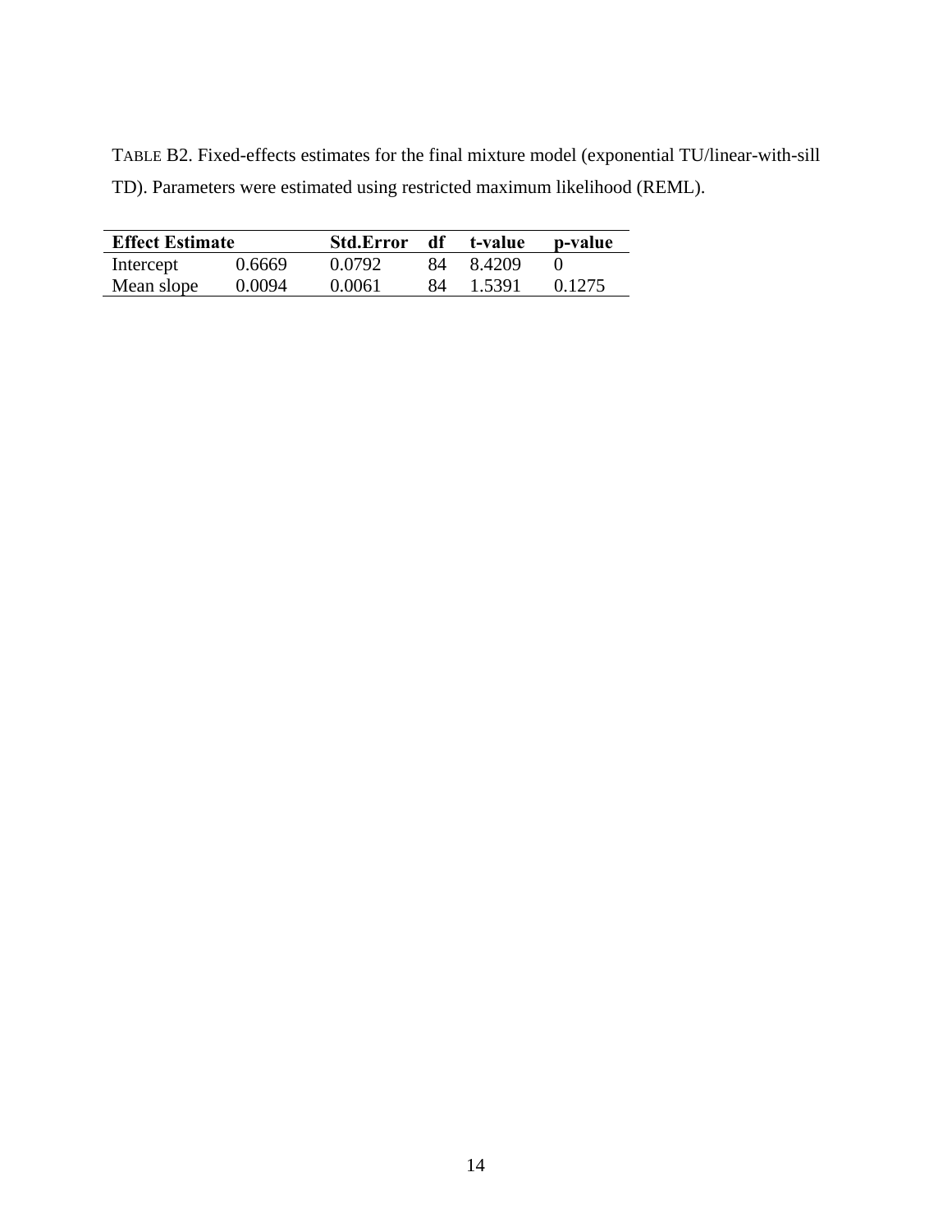TABLE B2. Fixed-effects estimates for the final mixture model (exponential TU/linear-with-sill TD). Parameters were estimated using restricted maximum likelihood (REML).

| Effect | Estimate | Std.Error | df | t-value | p-value |
|---|---|---|---|---|---|
| Intercept | 0.6669 | 0.0792 | 84 | 8.4209 | 0 |
| Mean slope | 0.0094 | 0.0061 | 84 | 1.5391 | 0.1275 |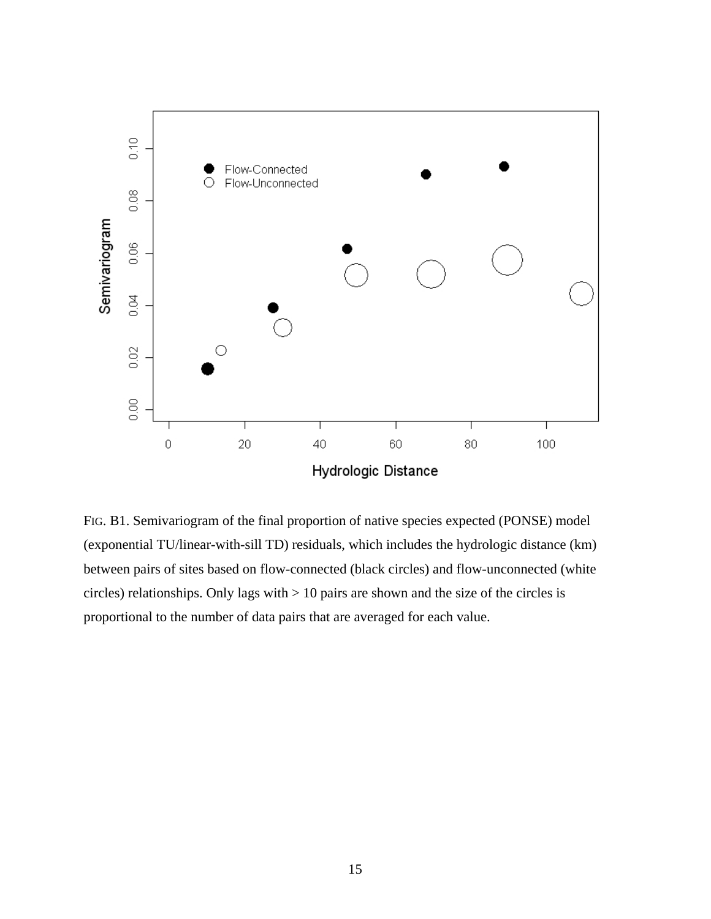FIG. B1. Semivariogram of the final proportion of native species expected (PONSE) model (exponential TU/linear-with-sill TD) residuals, which includes the hydrologic distance (km) between pairs of sites based on flow-connected (black circles) and flow-unconnected (white circles) relationships. Only lags with > 10 pairs are shown and the size of the circles is proportional to the number of data pairs that are averaged for each value.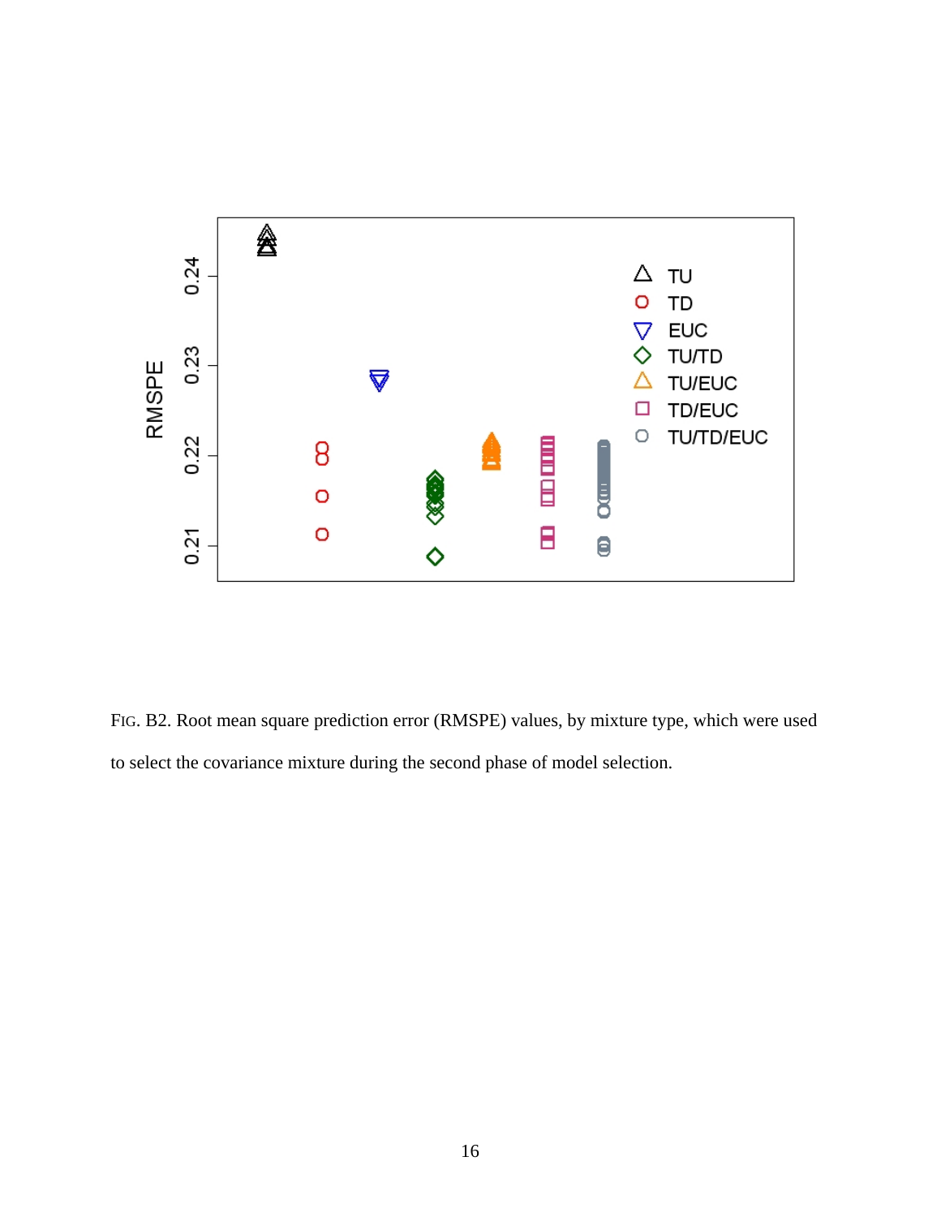RMSPE

0.21

0.22

0.23

0.24

TU

TD

EUC

TU/TD

TU/EUC

TD/EUC

TU/TD/EUC

FIG. B2. Root mean square prediction error (RMSPE) values, by mixture type, which were used to select the covariance mixture during the second phase of model selection.